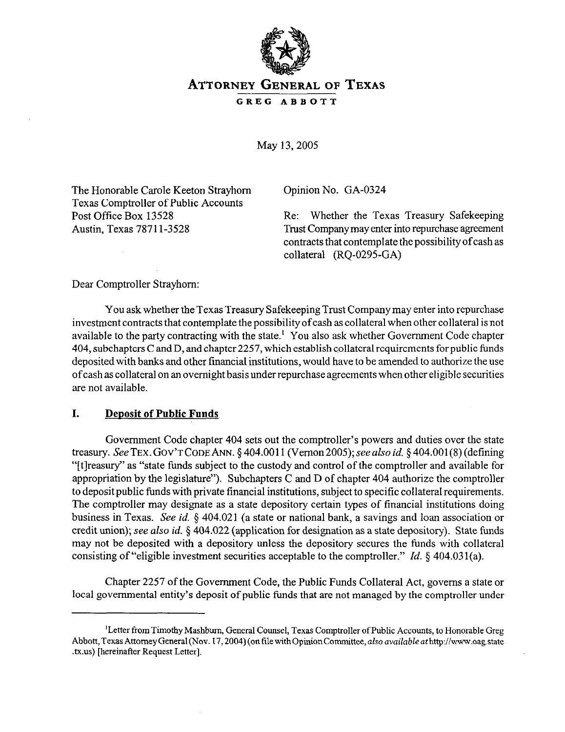# ATTORNEY GENERAL OF TEXAS

**GREG ABBOTT**

May 13, 2005

The Honorable Carole Keeton Strayhorn
Texas Comptroller of Public Accounts
Post Office Box 13528
Austin, Texas 78711-3528

Opinion No. GA-0324

Re: Whether the Texas Treasury Safekeeping Trust Company may enter into repurchase agreement contracts that contemplate the possibility of cash as collateral (RQ-0295-GA)

Dear Comptroller Strayhorn:

You ask whether the Texas Treasury Safekeeping Trust Company may enter into repurchase investment contracts that contemplate the possibility of cash as collateral when other collateral is not available to the party contracting with the state.[1] You also ask whether Government Code chapter 404, subchapters C and D, and chapter 2257, which establish collateral requirements for public funds deposited with banks and other financial institutions, would have to be amended to authorize the use of cash as collateral on an overnight basis under repurchase agreements when other eligible securities are not available.

## I. Deposit of Public Funds

Government Code chapter 404 sets out the comptroller's powers and duties over the state treasury. *See* TEX. GOV'T CODE ANN. § 404.0011 (Vernon 2005); *see also id.* § 404.001(8) (defining "[t]reasury" as "state funds subject to the custody and control of the comptroller and available for appropriation by the legislature"). Subchapters C and D of chapter 404 authorize the comptroller to deposit public funds with private financial institutions, subject to specific collateral requirements. The comptroller may designate as a state depository certain types of financial institutions doing business in Texas. *See id.* § 404.021 (a state or national bank, a savings and loan association or credit union); *see also id.* § 404.022 (application for designation as a state depository). State funds may not be deposited with a depository unless the depository secures the funds with collateral consisting of "eligible investment securities acceptable to the comptroller." *Id.* § 404.031(a).

Chapter 2257 of the Government Code, the Public Funds Collateral Act, governs a state or local governmental entity's deposit of public funds that are not managed by the comptroller under

---

[1] Letter from Timothy Mashburn, General Counsel, Texas Comptroller of Public Accounts, to Honorable Greg Abbott, Texas Attorney General (Nov. 17, 2004) (on file with Opinion Committee, *also available at* http://www.oag.state.tx.us) [hereinafter Request Letter].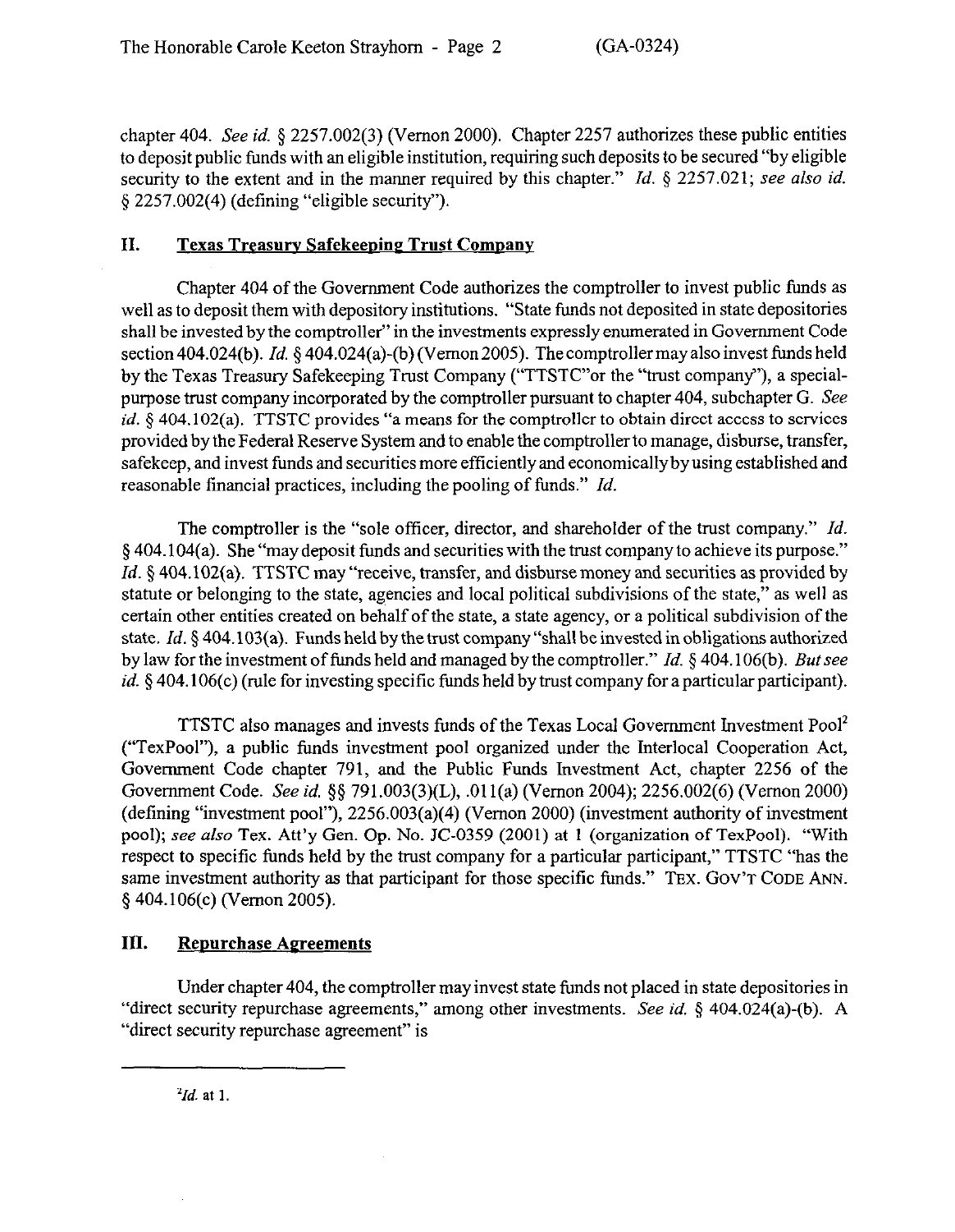chapter 404. *See id.* § 2257.002(3) (Vernon 2000). Chapter 2257 authorizes these public entities to deposit public funds with an eligible institution, requiring such deposits to be secured "by eligible security to the extent and in the manner required by this chapter." *Id.* § 2257.021; *see also id.* § 2257.002(4) (defining "eligible security").

## II. Texas Treasury Safekeeping Trust Company

Chapter 404 of the Government Code authorizes the comptroller to invest public funds as well as to deposit them with depository institutions. "State funds not deposited in state depositories shall be invested by the comptroller" in the investments expressly enumerated in Government Code section 404.024(b). *Id.* § 404.024(a)-(b) (Vernon 2005). The comptroller may also invest funds held by the Texas Treasury Safekeeping Trust Company ("TTSTC" or the "trust company"), a special-purpose trust company incorporated by the comptroller pursuant to chapter 404, subchapter G. *See id.* § 404.102(a). TTSTC provides "a means for the comptroller to obtain direct access to services provided by the Federal Reserve System and to enable the comptroller to manage, disburse, transfer, safekeep, and invest funds and securities more efficiently and economically by using established and reasonable financial practices, including the pooling of funds." *Id.*

The comptroller is the "sole officer, director, and shareholder of the trust company." *Id.* § 404.104(a). She "may deposit funds and securities with the trust company to achieve its purpose." *Id.* § 404.102(a). TTSTC may "receive, transfer, and disburse money and securities as provided by statute or belonging to the state, agencies and local political subdivisions of the state," as well as certain other entities created on behalf of the state, a state agency, or a political subdivision of the state. *Id.* § 404.103(a). Funds held by the trust company "shall be invested in obligations authorized by law for the investment of funds held and managed by the comptroller." *Id.* § 404.106(b). *But see id.* § 404.106(c) (rule for investing specific funds held by trust company for a particular participant).

TTSTC also manages and invests funds of the Texas Local Government Investment Pool[2] ("TexPool"), a public funds investment pool organized under the Interlocal Cooperation Act, Government Code chapter 791, and the Public Funds Investment Act, chapter 2256 of the Government Code. *See id.* §§ 791.003(3)(L), .011(a) (Vernon 2004); 2256.002(6) (Vernon 2000) (defining "investment pool"), 2256.003(a)(4) (Vernon 2000) (investment authority of investment pool); *see also* Tex. Att'y Gen. Op. No. JC-0359 (2001) at 1 (organization of TexPool). "With respect to specific funds held by the trust company for a particular participant," TTSTC "has the same investment authority as that participant for those specific funds." TEX. GOV'T CODE ANN. § 404.106(c) (Vernon 2005).

## III. Repurchase Agreements

Under chapter 404, the comptroller may invest state funds not placed in state depositories in "direct security repurchase agreements," among other investments. *See id.* § 404.024(a)-(b). A "direct security repurchase agreement" is

---

[2] *Id.* at 1.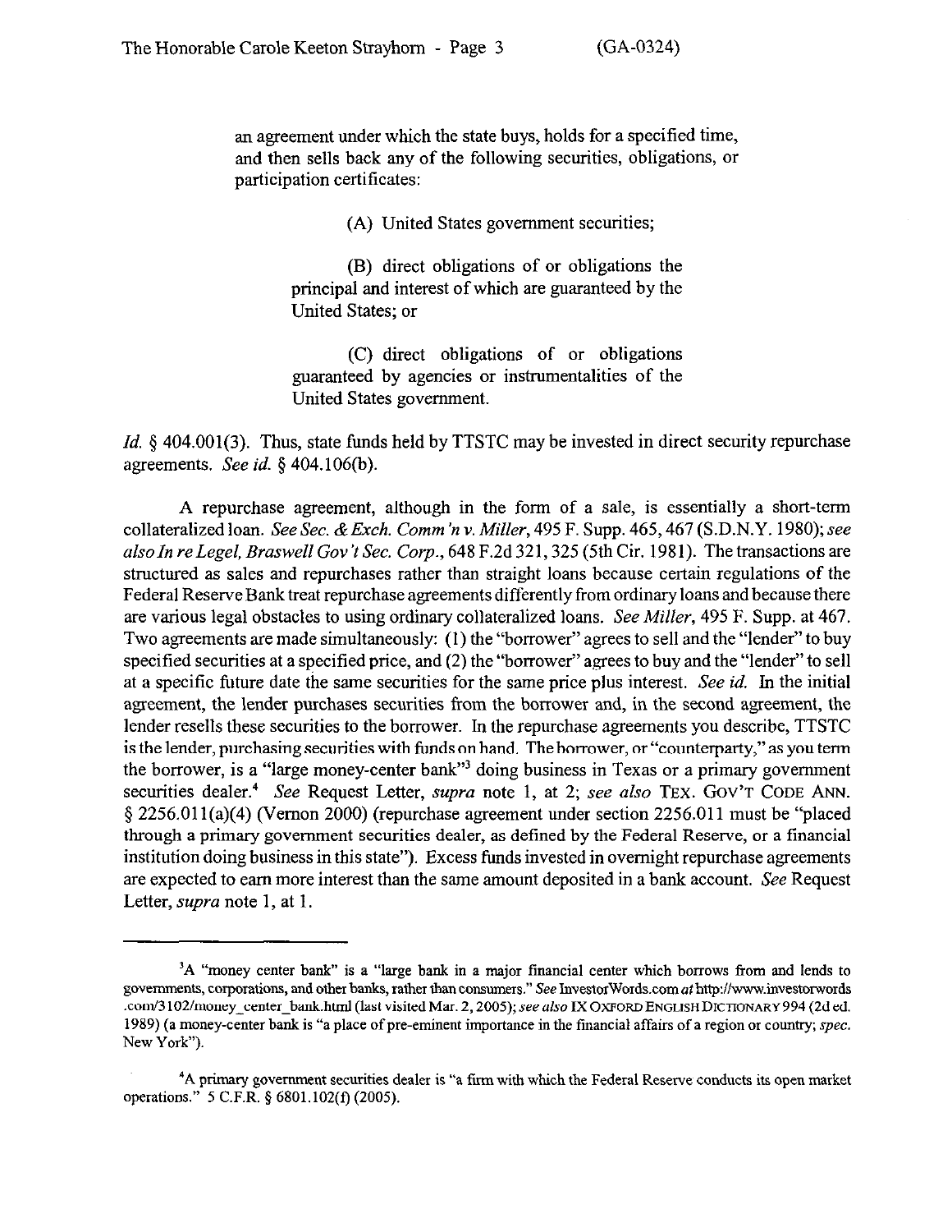an agreement under which the state buys, holds for a specified time, and then sells back any of the following securities, obligations, or participation certificates:

> (A) United States government securities;
>
> (B) direct obligations of or obligations the principal and interest of which are guaranteed by the United States; or
>
> (C) direct obligations of or obligations guaranteed by agencies or instrumentalities of the United States government.

*Id.* § 404.001(3). Thus, state funds held by TTSTC may be invested in direct security repurchase agreements. *See id.* § 404.106(b).

A repurchase agreement, although in the form of a sale, is essentially a short-term collateralized loan. *See Sec. & Exch. Comm'n v. Miller*, 495 F. Supp. 465, 467 (S.D.N.Y. 1980); *see also In re Legel, Braswell Gov't Sec. Corp.*, 648 F.2d 321, 325 (5th Cir. 1981). The transactions are structured as sales and repurchases rather than straight loans because certain regulations of the Federal Reserve Bank treat repurchase agreements differently from ordinary loans and because there are various legal obstacles to using ordinary collateralized loans. *See Miller*, 495 F. Supp. at 467. Two agreements are made simultaneously: (1) the "borrower" agrees to sell and the "lender" to buy specified securities at a specified price, and (2) the "borrower" agrees to buy and the "lender" to sell at a specific future date the same securities for the same price plus interest. *See id.* In the initial agreement, the lender purchases securities from the borrower and, in the second agreement, the lender resells these securities to the borrower. In the repurchase agreements you describe, TTSTC is the lender, purchasing securities with funds on hand. The borrower, or "counterparty," as you term the borrower, is a "large money-center bank"[3] doing business in Texas or a primary government securities dealer.[4] *See* Request Letter, *supra* note 1, at 2; *see also* TEX. GOV'T CODE ANN. § 2256.011(a)(4) (Vernon 2000) (repurchase agreement under section 2256.011 must be "placed through a primary government securities dealer, as defined by the Federal Reserve, or a financial institution doing business in this state"). Excess funds invested in overnight repurchase agreements are expected to earn more interest than the same amount deposited in a bank account. *See* Request Letter, *supra* note 1, at 1.

---

[3]A "money center bank" is a "large bank in a major financial center which borrows from and lends to governments, corporations, and other banks, rather than consumers." *See* InvestorWords.com *at* http://www.investorwords.com/3102/money_center_bank.html (last visited Mar. 2, 2005); *see also* IX OXFORD ENGLISH DICTIONARY 994 (2d ed. 1989) (a money-center bank is "a place of pre-eminent importance in the financial affairs of a region or country; *spec.* New York").

[4]A primary government securities dealer is "a firm with which the Federal Reserve conducts its open market operations." 5 C.F.R. § 6801.102(f) (2005).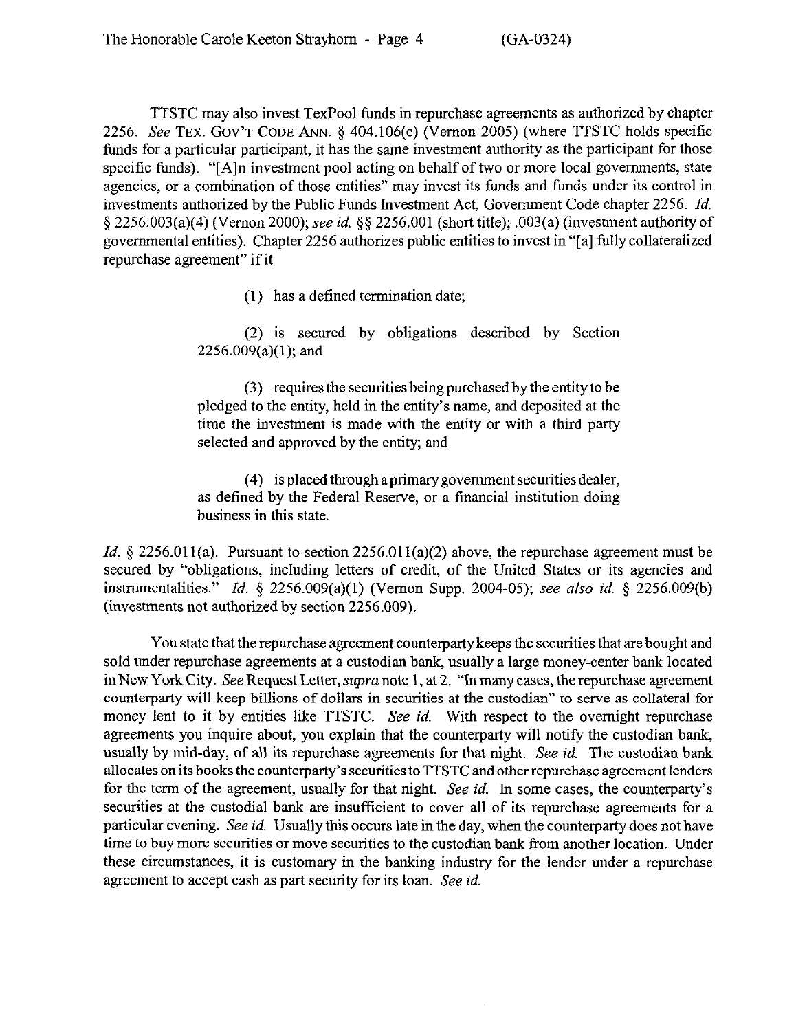TTSTC may also invest TexPool funds in repurchase agreements as authorized by chapter 2256. *See* TEX. GOV'T CODE ANN. § 404.106(c) (Vernon 2005) (where TTSTC holds specific funds for a particular participant, it has the same investment authority as the participant for those specific funds). "[A]n investment pool acting on behalf of two or more local governments, state agencies, or a combination of those entities" may invest its funds and funds under its control in investments authorized by the Public Funds Investment Act, Government Code chapter 2256. *Id.* § 2256.003(a)(4) (Vernon 2000); *see id.* §§ 2256.001 (short title); .003(a) (investment authority of governmental entities). Chapter 2256 authorizes public entities to invest in "[a] fully collateralized repurchase agreement" if it

> (1) has a defined termination date;
>
> (2) is secured by obligations described by Section 2256.009(a)(1); and
>
> (3) requires the securities being purchased by the entity to be pledged to the entity, held in the entity's name, and deposited at the time the investment is made with the entity or with a third party selected and approved by the entity; and
>
> (4) is placed through a primary government securities dealer, as defined by the Federal Reserve, or a financial institution doing business in this state.

*Id.* § 2256.011(a). Pursuant to section 2256.011(a)(2) above, the repurchase agreement must be secured by "obligations, including letters of credit, of the United States or its agencies and instrumentalities." *Id.* § 2256.009(a)(1) (Vernon Supp. 2004-05); *see also id.* § 2256.009(b) (investments not authorized by section 2256.009).

You state that the repurchase agreement counterparty keeps the securities that are bought and sold under repurchase agreements at a custodian bank, usually a large money-center bank located in New York City. *See* Request Letter, *supra* note 1, at 2. "In many cases, the repurchase agreement counterparty will keep billions of dollars in securities at the custodian" to serve as collateral for money lent to it by entities like TTSTC. *See id.* With respect to the overnight repurchase agreements you inquire about, you explain that the counterparty will notify the custodian bank, usually by mid-day, of all its repurchase agreements for that night. *See id.* The custodian bank allocates on its books the counterparty's securities to TTSTC and other repurchase agreement lenders for the term of the agreement, usually for that night. *See id.* In some cases, the counterparty's securities at the custodial bank are insufficient to cover all of its repurchase agreements for a particular evening. *See id.* Usually this occurs late in the day, when the counterparty does not have time to buy more securities or move securities to the custodian bank from another location. Under these circumstances, it is customary in the banking industry for the lender under a repurchase agreement to accept cash as part security for its loan. *See id.*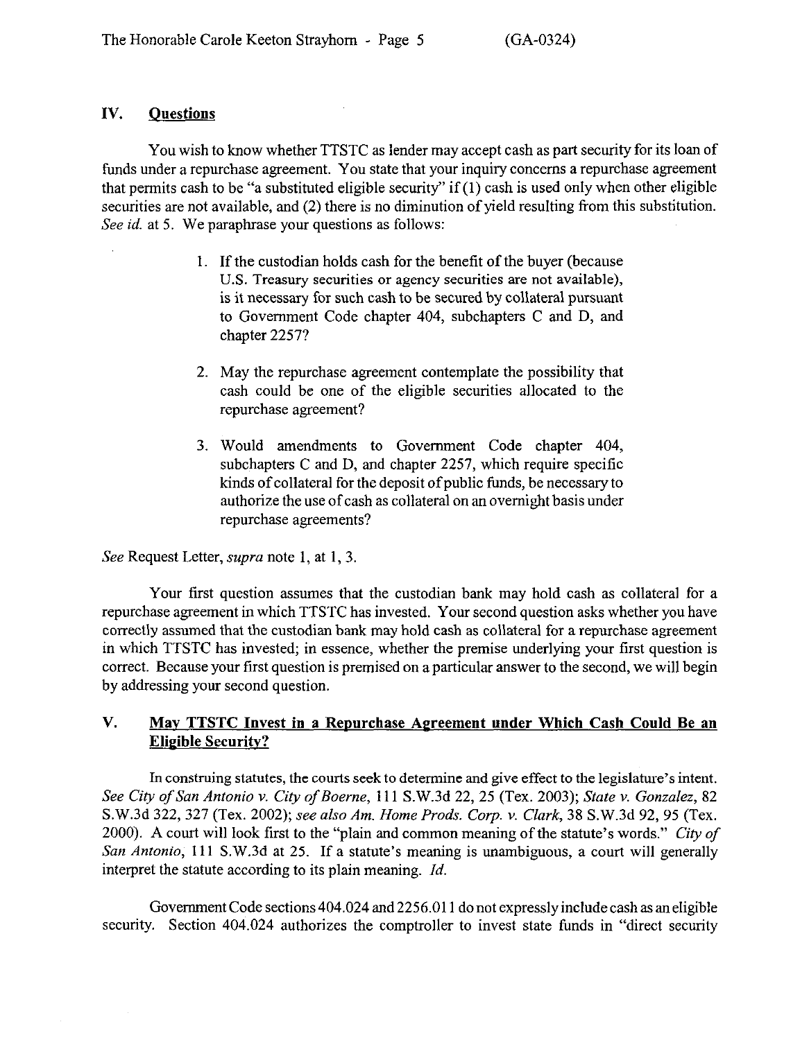## IV. Questions

You wish to know whether TTSTC as lender may accept cash as part security for its loan of funds under a repurchase agreement. You state that your inquiry concerns a repurchase agreement that permits cash to be "a substituted eligible security" if (1) cash is used only when other eligible securities are not available, and (2) there is no diminution of yield resulting from this substitution. *See id.* at 5. We paraphrase your questions as follows:

> 1. If the custodian holds cash for the benefit of the buyer (because U.S. Treasury securities or agency securities are not available), is it necessary for such cash to be secured by collateral pursuant to Government Code chapter 404, subchapters C and D, and chapter 2257?
>
> 2. May the repurchase agreement contemplate the possibility that cash could be one of the eligible securities allocated to the repurchase agreement?
>
> 3. Would amendments to Government Code chapter 404, subchapters C and D, and chapter 2257, which require specific kinds of collateral for the deposit of public funds, be necessary to authorize the use of cash as collateral on an overnight basis under repurchase agreements?

*See* Request Letter, *supra* note 1, at 1, 3.

Your first question assumes that the custodian bank may hold cash as collateral for a repurchase agreement in which TTSTC has invested. Your second question asks whether you have correctly assumed that the custodian bank may hold cash as collateral for a repurchase agreement in which TTSTC has invested; in essence, whether the premise underlying your first question is correct. Because your first question is premised on a particular answer to the second, we will begin by addressing your second question.

## V. May TTSTC Invest in a Repurchase Agreement under Which Cash Could Be an Eligible Security?

In construing statutes, the courts seek to determine and give effect to the legislature's intent. *See City of San Antonio v. City of Boerne*, 111 S.W.3d 22, 25 (Tex. 2003); *State v. Gonzalez*, 82 S.W.3d 322, 327 (Tex. 2002); *see also Am. Home Prods. Corp. v. Clark*, 38 S.W.3d 92, 95 (Tex. 2000). A court will look first to the "plain and common meaning of the statute's words." *City of San Antonio*, 111 S.W.3d at 25. If a statute's meaning is unambiguous, a court will generally interpret the statute according to its plain meaning. *Id.*

Government Code sections 404.024 and 2256.011 do not expressly include cash as an eligible security. Section 404.024 authorizes the comptroller to invest state funds in "direct security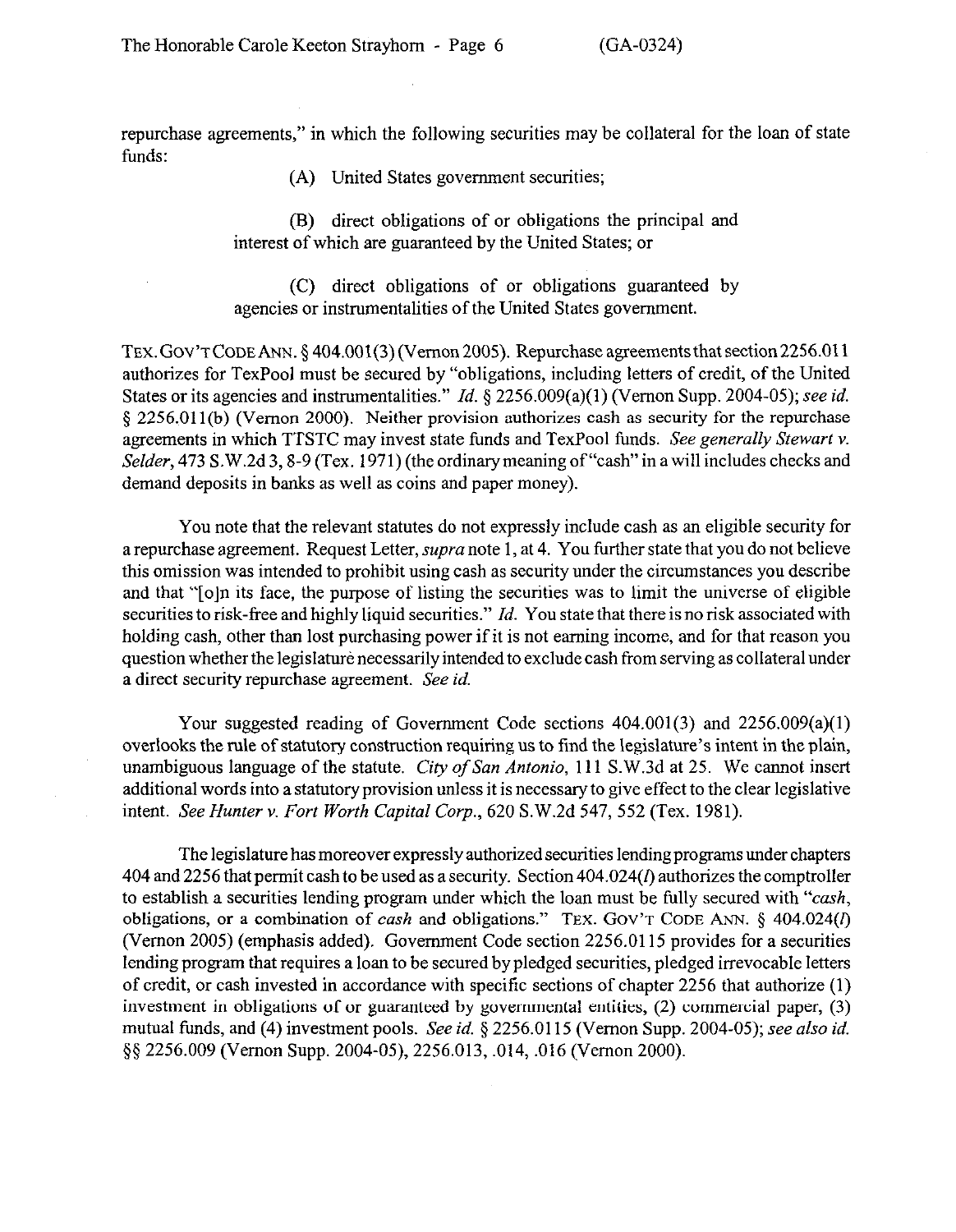repurchase agreements," in which the following securities may be collateral for the loan of state funds:

> (A) United States government securities;
>
> (B) direct obligations of or obligations the principal and interest of which are guaranteed by the United States; or
>
> (C) direct obligations of or obligations guaranteed by agencies or instrumentalities of the United States government.

TEX. GOV'T CODE ANN. § 404.001(3) (Vernon 2005). Repurchase agreements that section 2256.011 authorizes for TexPool must be secured by "obligations, including letters of credit, of the United States or its agencies and instrumentalities." *Id.* § 2256.009(a)(1) (Vernon Supp. 2004-05); *see id.* § 2256.011(b) (Vernon 2000). Neither provision authorizes cash as security for the repurchase agreements in which TTSTC may invest state funds and TexPool funds. *See generally Stewart v. Selder*, 473 S.W.2d 3, 8-9 (Tex. 1971) (the ordinary meaning of "cash" in a will includes checks and demand deposits in banks as well as coins and paper money).

You note that the relevant statutes do not expressly include cash as an eligible security for a repurchase agreement. Request Letter, *supra* note 1, at 4. You further state that you do not believe this omission was intended to prohibit using cash as security under the circumstances you describe and that "[o]n its face, the purpose of listing the securities was to limit the universe of eligible securities to risk-free and highly liquid securities." *Id.* You state that there is no risk associated with holding cash, other than lost purchasing power if it is not earning income, and for that reason you question whether the legislature necessarily intended to exclude cash from serving as collateral under a direct security repurchase agreement. *See id.*

Your suggested reading of Government Code sections 404.001(3) and 2256.009(a)(1) overlooks the rule of statutory construction requiring us to find the legislature's intent in the plain, unambiguous language of the statute. *City of San Antonio*, 111 S.W.3d at 25. We cannot insert additional words into a statutory provision unless it is necessary to give effect to the clear legislative intent. *See Hunter v. Fort Worth Capital Corp.*, 620 S.W.2d 547, 552 (Tex. 1981).

The legislature has moreover expressly authorized securities lending programs under chapters 404 and 2256 that permit cash to be used as a security. Section 404.024(*l*) authorizes the comptroller to establish a securities lending program under which the loan must be fully secured with "*cash*, obligations, or a combination of *cash* and obligations." TEX. GOV'T CODE ANN. § 404.024(*l*) (Vernon 2005) (emphasis added). Government Code section 2256.0115 provides for a securities lending program that requires a loan to be secured by pledged securities, pledged irrevocable letters of credit, or cash invested in accordance with specific sections of chapter 2256 that authorize (1) investment in obligations of or guaranteed by governmental entities, (2) commercial paper, (3) mutual funds, and (4) investment pools. *See id.* § 2256.0115 (Vernon Supp. 2004-05); *see also id.* §§ 2256.009 (Vernon Supp. 2004-05), 2256.013, .014, .016 (Vernon 2000).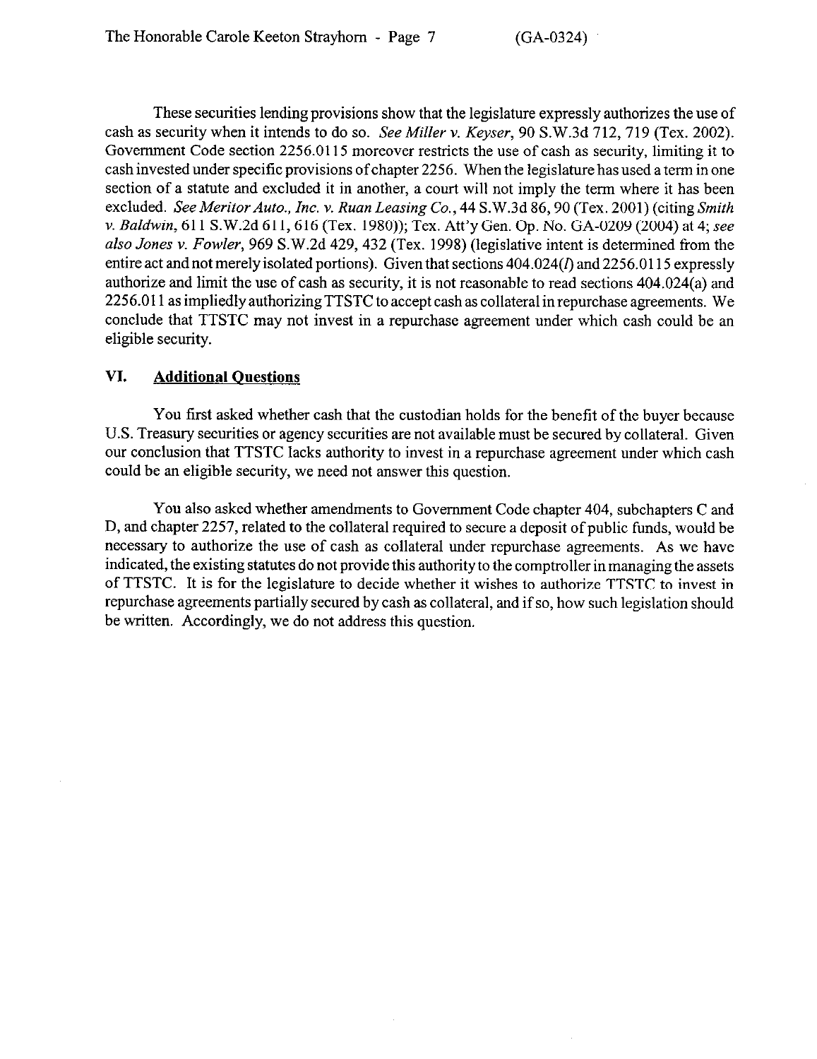These securities lending provisions show that the legislature expressly authorizes the use of cash as security when it intends to do so. *See Miller v. Keyser*, 90 S.W.3d 712, 719 (Tex. 2002). Government Code section 2256.0115 moreover restricts the use of cash as security, limiting it to cash invested under specific provisions of chapter 2256. When the legislature has used a term in one section of a statute and excluded it in another, a court will not imply the term where it has been excluded. *See Meritor Auto., Inc. v. Ruan Leasing Co.*, 44 S.W.3d 86, 90 (Tex. 2001) (citing *Smith v. Baldwin*, 611 S.W.2d 611, 616 (Tex. 1980)); Tex. Att'y Gen. Op. No. GA-0209 (2004) at 4; *see also Jones v. Fowler*, 969 S.W.2d 429, 432 (Tex. 1998) (legislative intent is determined from the entire act and not merely isolated portions). Given that sections 404.024(*l*) and 2256.0115 expressly authorize and limit the use of cash as security, it is not reasonable to read sections 404.024(a) and 2256.011 as impliedly authorizing TTSTC to accept cash as collateral in repurchase agreements. We conclude that TTSTC may not invest in a repurchase agreement under which cash could be an eligible security.

## VI. <u>Additional Questions</u>

You first asked whether cash that the custodian holds for the benefit of the buyer because U.S. Treasury securities or agency securities are not available must be secured by collateral. Given our conclusion that TTSTC lacks authority to invest in a repurchase agreement under which cash could be an eligible security, we need not answer this question.

You also asked whether amendments to Government Code chapter 404, subchapters C and D, and chapter 2257, related to the collateral required to secure a deposit of public funds, would be necessary to authorize the use of cash as collateral under repurchase agreements. As we have indicated, the existing statutes do not provide this authority to the comptroller in managing the assets of TTSTC. It is for the legislature to decide whether it wishes to authorize TTSTC to invest in repurchase agreements partially secured by cash as collateral, and if so, how such legislation should be written. Accordingly, we do not address this question.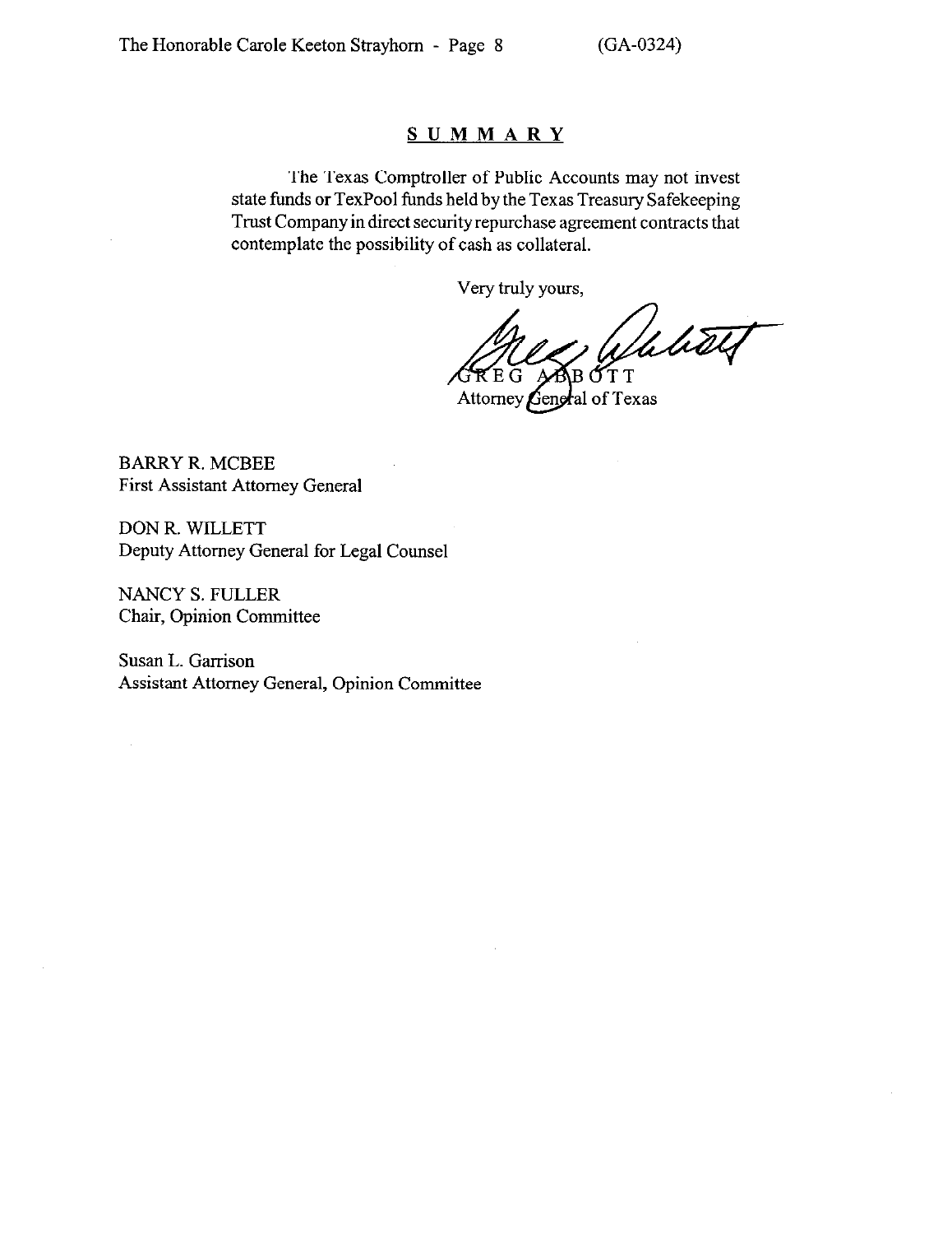## SUMMARY

The Texas Comptroller of Public Accounts may not invest state funds or TexPool funds held by the Texas Treasury Safekeeping Trust Company in direct security repurchase agreement contracts that contemplate the possibility of cash as collateral.

Very truly yours,

GREG ABBOTT
Attorney General of Texas

BARRY R. MCBEE
First Assistant Attorney General

DON R. WILLETT
Deputy Attorney General for Legal Counsel

NANCY S. FULLER
Chair, Opinion Committee

Susan L. Garrison
Assistant Attorney General, Opinion Committee